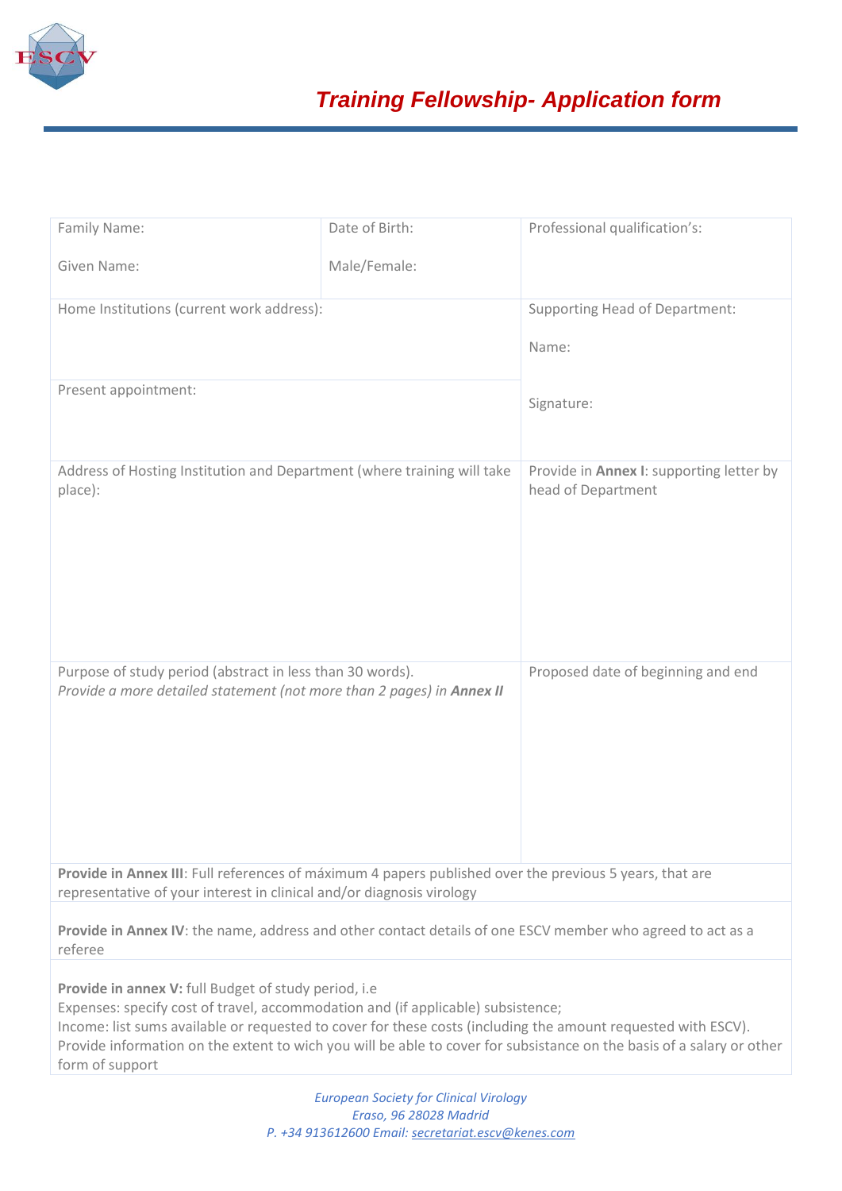# Training Fellowship- Application form

| | | |
|---|---|---|
| Family Name:<br><br>Given Name: | Date of Birth:<br><br>Male/Female: | Professional qualification's: |
| Home Institutions (current work address): | | Supporting Head of Department:<br><br>Name:<br><br>Signature: |
| Present appointment: | | |
| Address of Hosting Institution and Department (where training will take place): | | Provide in **Annex I**: supporting letter by head of Department |
| Purpose of study period (abstract in less than 30 words).<br>*Provide a more detailed statement (not more than 2 pages) in **Annex II*** | | Proposed date of beginning and end |
| **Provide in Annex III**: Full references of máximum 4 papers published over the previous 5 years, that are representative of your interest in clinical and/or diagnosis virology | | |
| **Provide in Annex IV**: the name, address and other contact details of one ESCV member who agreed to act as a referee | | |
| **Provide in annex V:** full Budget of study period, i.e<br>Expenses: specify cost of travel, accommodation and (if applicable) subsistence;<br>Income: list sums available or requested to cover for these costs (including the amount requested with ESCV).<br>Provide information on the extent to wich you will be able to cover for subsistance on the basis of a salary or other form of support | | |

*European Society for Clinical Virology*
*Eraso, 96 28028 Madrid*
*P. +34 913612600 Email: secretariat.escv@kenes.com*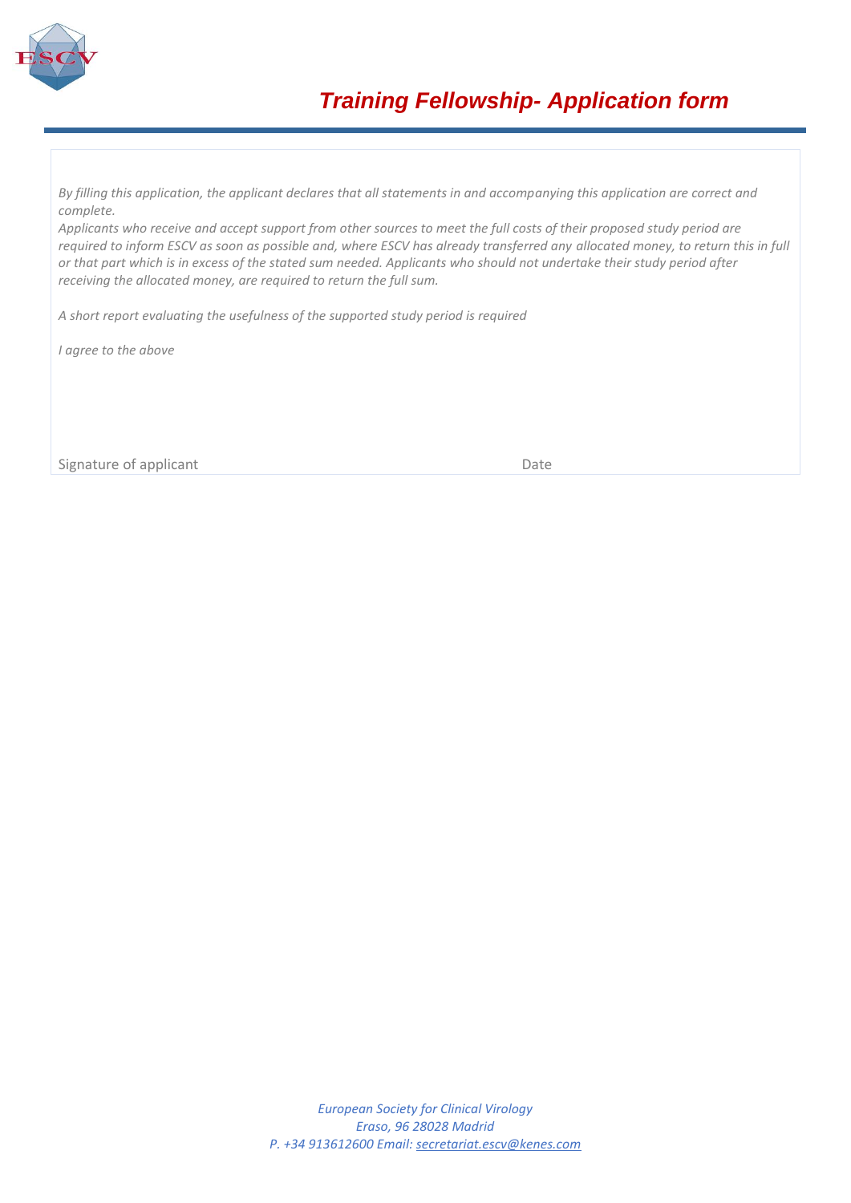# *Training Fellowship- Application form*

*By filling this application, the applicant declares that all statements in and accompanying this application are correct and complete.*
*Applicants who receive and accept support from other sources to meet the full costs of their proposed study period are required to inform ESCV as soon as possible and, where ESCV has already transferred any allocated money, to return this in full or that part which is in excess of the stated sum needed. Applicants who should not undertake their study period after receiving the allocated money, are required to return the full sum.*

*A short report evaluating the usefulness of the supported study period is required*

*I agree to the above*

Signature of applicant                                        Date

*European Society for Clinical Virology*
*Eraso, 96 28028 Madrid*
*P. +34 913612600 Email: secretariat.escv@kenes.com*